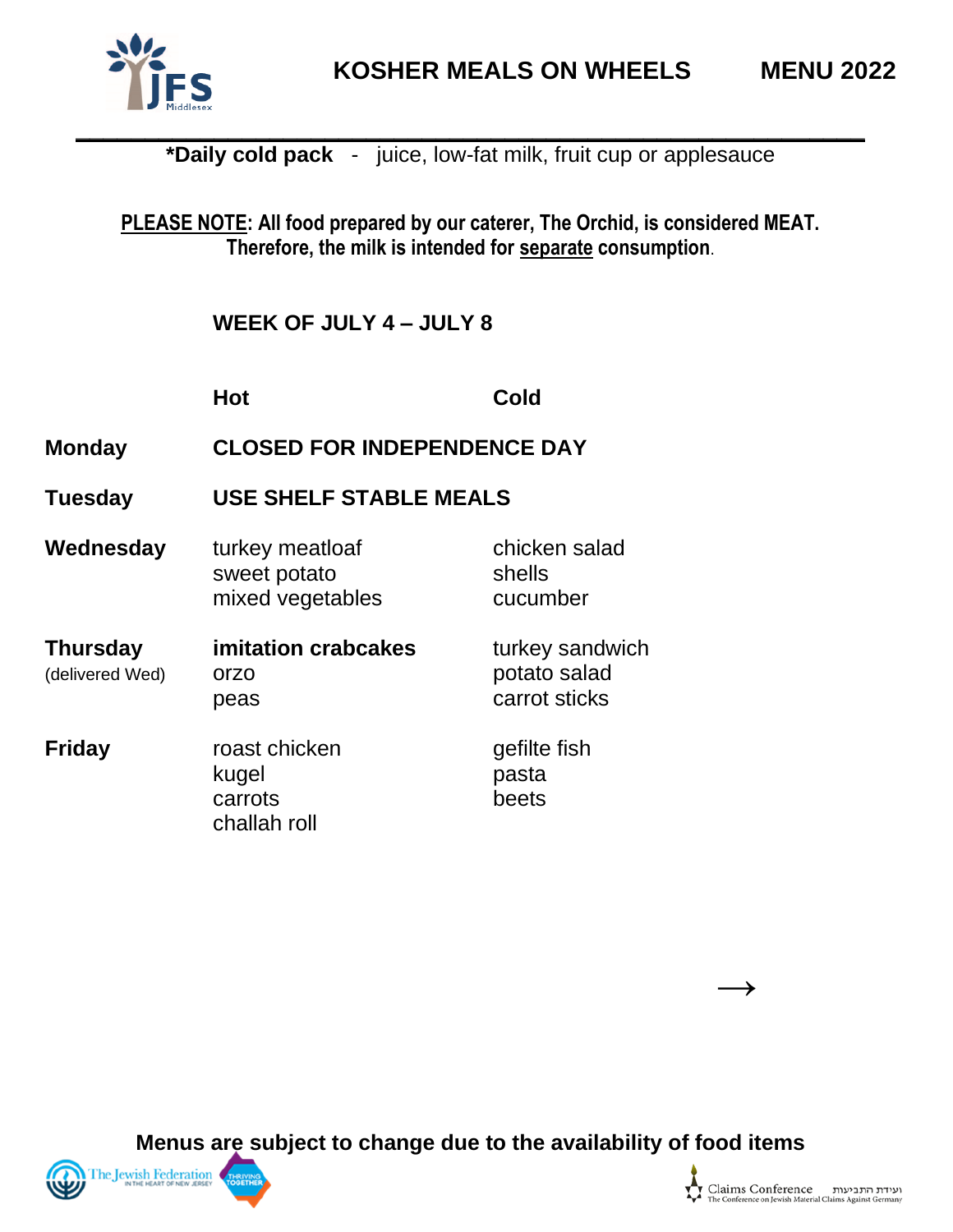# KOSHER MEALS ON WHEELS MENU 2022

**\*Daily cold pack** - juice, low-fat milk, fruit cup or applesauce

**<u>PLEASE NOTE</u>: All food prepared by our caterer, The Orchid, is considered MEAT. Therefore, the milk is intended for <u>separate</u> consumption.**

## WEEK OF JULY 4 – JULY 8

| | Hot | Cold |
|---|---|---|
| **Monday** | **CLOSED FOR INDEPENDENCE DAY** | |
| **Tuesday** | **USE SHELF STABLE MEALS** | |
| **Wednesday** | turkey meatloaf<br>sweet potato<br>mixed vegetables | chicken salad<br>shells<br>cucumber |
| **Thursday** (delivered Wed) | **imitation crabcakes**<br>orzo<br>peas | turkey sandwich<br>potato salad<br>carrot sticks |
| **Friday** | roast chicken<br>kugel<br>carrots<br>challah roll | gefilte fish<br>pasta<br>beets |

→

**Menus are subject to change due to the availability of food items**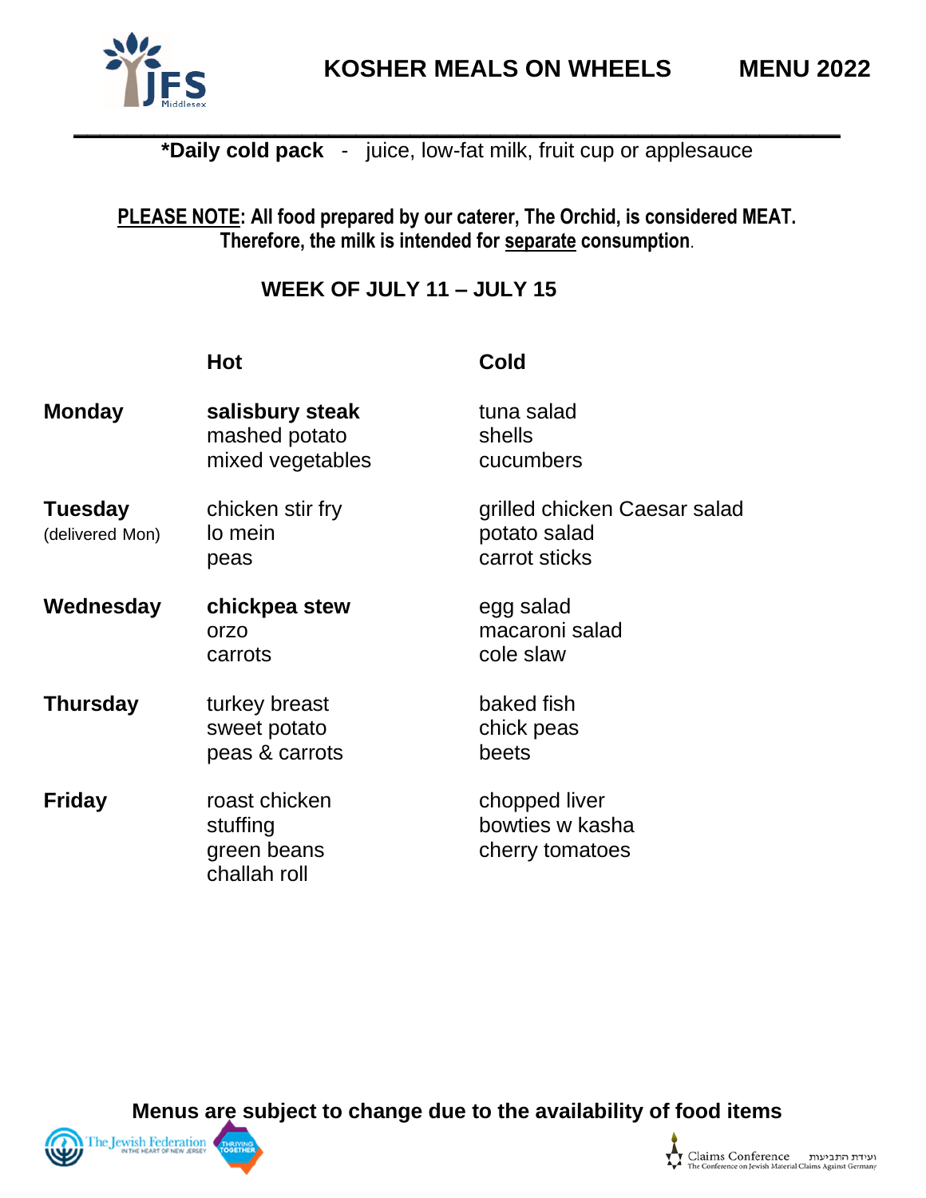# KOSHER MEALS ON WHEELS MENU 2022

**\*Daily cold pack** - juice, low-fat milk, fruit cup or applesauce

**<u>PLEASE NOTE</u>: All food prepared by our caterer, The Orchid, is considered MEAT. Therefore, the milk is intended for <u>separate</u> consumption.**

## WEEK OF JULY 11 – JULY 15

| | Hot | Cold |
|---|---|---|
| **Monday** | **salisbury steak**<br>mashed potato<br>mixed vegetables | tuna salad<br>shells<br>cucumbers |
| **Tuesday**<br>(delivered Mon) | chicken stir fry<br>lo mein<br>peas | grilled chicken Caesar salad<br>potato salad<br>carrot sticks |
| **Wednesday** | **chickpea stew**<br>orzo<br>carrots | egg salad<br>macaroni salad<br>cole slaw |
| **Thursday** | turkey breast<br>sweet potato<br>peas & carrots | baked fish<br>chick peas<br>beets |
| **Friday** | roast chicken<br>stuffing<br>green beans<br>challah roll | chopped liver<br>bowties w kasha<br>cherry tomatoes |

**Menus are subject to change due to the availability of food items**

The Jewish Federation IN THE HEART OF NEW JERSEY — THRIVING TOGETHER

Claims Conference — The Conference on Jewish Material Claims Against Germany — ועידת התביעות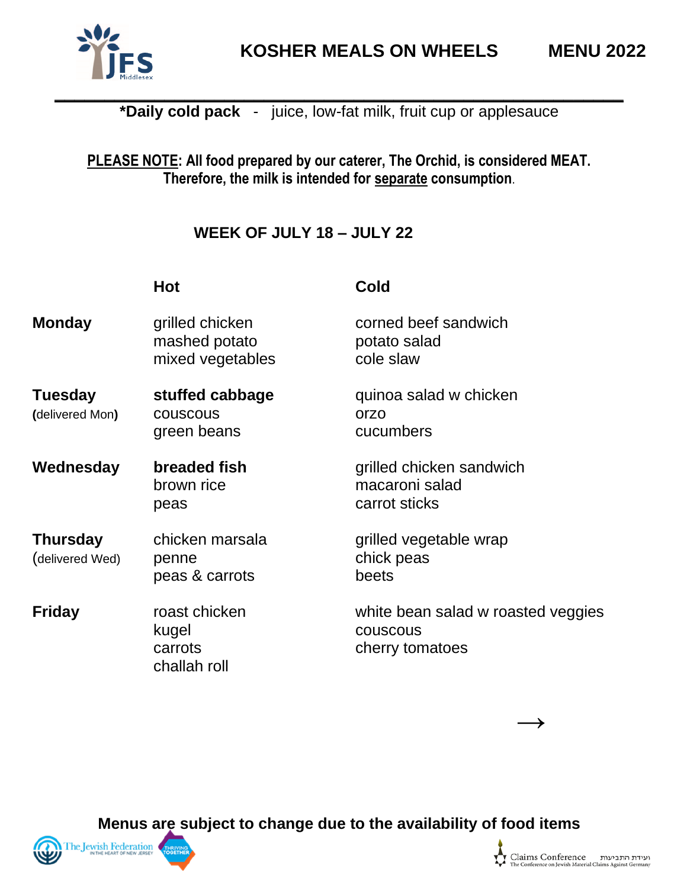# KOSHER MEALS ON WHEELS MENU 2022

**\*Daily cold pack** - juice, low-fat milk, fruit cup or applesauce

**<u>PLEASE NOTE</u>: All food prepared by our caterer, The Orchid, is considered MEAT. Therefore, the milk is intended for <u>separate</u> consumption.**

## WEEK OF JULY 18 – JULY 22

| | Hot | Cold |
|---|---|---|
| **Monday** | grilled chicken<br>mashed potato<br>mixed vegetables | corned beef sandwich<br>potato salad<br>cole slaw |
| **Tuesday**<br>**(**delivered Mon**)** | **stuffed cabbage**<br>couscous<br>green beans | quinoa salad w chicken<br>orzo<br>cucumbers |
| **Wednesday** | **breaded fish**<br>brown rice<br>peas | grilled chicken sandwich<br>macaroni salad<br>carrot sticks |
| **Thursday**<br>(delivered Wed) | chicken marsala<br>penne<br>peas & carrots | grilled vegetable wrap<br>chick peas<br>beets |
| **Friday** | roast chicken<br>kugel<br>carrots<br>challah roll | white bean salad w roasted veggies<br>couscous<br>cherry tomatoes |

→

**Menus are subject to change due to the availability of food items**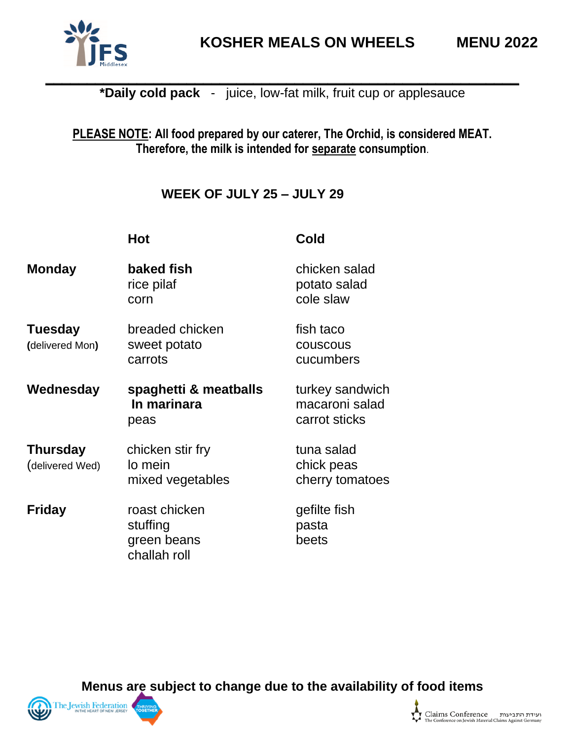# KOSHER MEALS ON WHEELS MENU 2022

**\*Daily cold pack** - juice, low-fat milk, fruit cup or applesauce

**<u>PLEASE NOTE</u>: All food prepared by our caterer, The Orchid, is considered MEAT. Therefore, the milk is intended for <u>separate</u> consumption.**

## WEEK OF JULY 25 – JULY 29

| | Hot | Cold |
|---|---|---|
| **Monday** | **baked fish**<br>rice pilaf<br>corn | chicken salad<br>potato salad<br>cole slaw |
| **Tuesday**<br>**(**delivered Mon**)** | breaded chicken<br>sweet potato<br>carrots | fish taco<br>couscous<br>cucumbers |
| **Wednesday** | **spaghetti & meatballs In marinara**<br>peas | turkey sandwich<br>macaroni salad<br>carrot sticks |
| **Thursday**<br>(delivered Wed) | chicken stir fry<br>lo mein<br>mixed vegetables | tuna salad<br>chick peas<br>cherry tomatoes |
| **Friday** | roast chicken<br>stuffing<br>green beans<br>challah roll | gefilte fish<br>pasta<br>beets |

**Menus are subject to change due to the availability of food items**

The Jewish Federation IN THE HEART OF NEW JERSEY

THRIVING TOGETHER

Claims Conference The Conference on Jewish Material Claims Against Germany ועידת התביעות